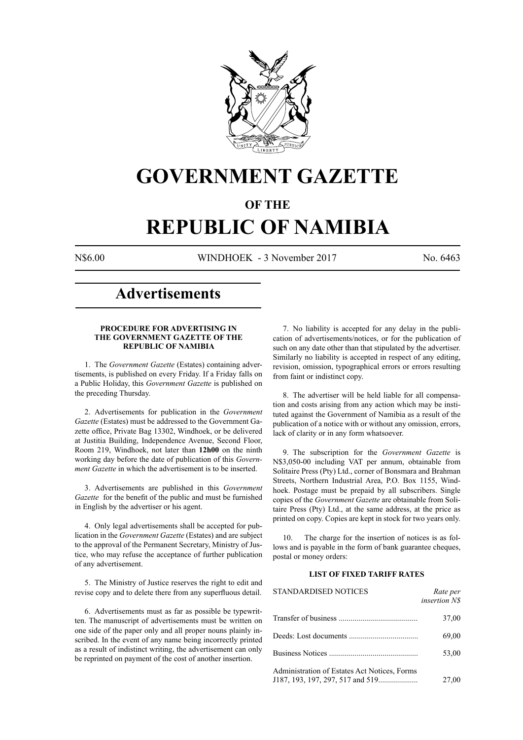# GOVERNMENT GAZETTE

## OF THE

# REPUBLIC OF NAMIBIA

N$6.00 WINDHOEK - 3 November 2017 No. 6463

# Advertisements

**PROCEDURE FOR ADVERTISING IN THE GOVERNMENT GAZETTE OF THE REPUBLIC OF NAMIBIA**

1. The *Government Gazette* (Estates) containing advertisements, is published on every Friday. If a Friday falls on a Public Holiday, this *Government Gazette* is published on the preceding Thursday.

2. Advertisements for publication in the *Government Gazette* (Estates) must be addressed to the Government Gazette office, Private Bag 13302, Windhoek, or be delivered at Justitia Building, Independence Avenue, Second Floor, Room 219, Windhoek, not later than **12h00** on the ninth working day before the date of publication of this *Government Gazette* in which the advertisement is to be inserted.

3. Advertisements are published in this *Government Gazette* for the benefit of the public and must be furnished in English by the advertiser or his agent.

4. Only legal advertisements shall be accepted for publication in the *Government Gazette* (Estates) and are subject to the approval of the Permanent Secretary, Ministry of Justice, who may refuse the acceptance of further publication of any advertisement.

5. The Ministry of Justice reserves the right to edit and revise copy and to delete there from any superfluous detail.

6. Advertisements must as far as possible be typewritten. The manuscript of advertisements must be written on one side of the paper only and all proper nouns plainly inscribed. In the event of any name being incorrectly printed as a result of indistinct writing, the advertisement can only be reprinted on payment of the cost of another insertion.

7. No liability is accepted for any delay in the publication of advertisements/notices, or for the publication of such on any date other than that stipulated by the advertiser. Similarly no liability is accepted in respect of any editing, revision, omission, typographical errors or errors resulting from faint or indistinct copy.

8. The advertiser will be held liable for all compensation and costs arising from any action which may be instituted against the Government of Namibia as a result of the publication of a notice with or without any omission, errors, lack of clarity or in any form whatsoever.

9. The subscription for the *Government Gazette* is N$3,050-00 including VAT per annum, obtainable from Solitaire Press (Pty) Ltd., corner of Bonsmara and Brahman Streets, Northern Industrial Area, P.O. Box 1155, Windhoek. Postage must be prepaid by all subscribers. Single copies of the *Government Gazette* are obtainable from Solitaire Press (Pty) Ltd., at the same address, at the price as printed on copy. Copies are kept in stock for two years only.

10. The charge for the insertion of notices is as follows and is payable in the form of bank guarantee cheques, postal or money orders:

**LIST OF FIXED TARIFF RATES**

| STANDARDISED NOTICES | *Rate per insertion N$* |
|---|---|
| Transfer of business | 37,00 |
| Deeds: Lost documents | 69,00 |
| Business Notices | 53,00 |
| Administration of Estates Act Notices, Forms J187, 193, 197, 297, 517 and 519 | 27,00 |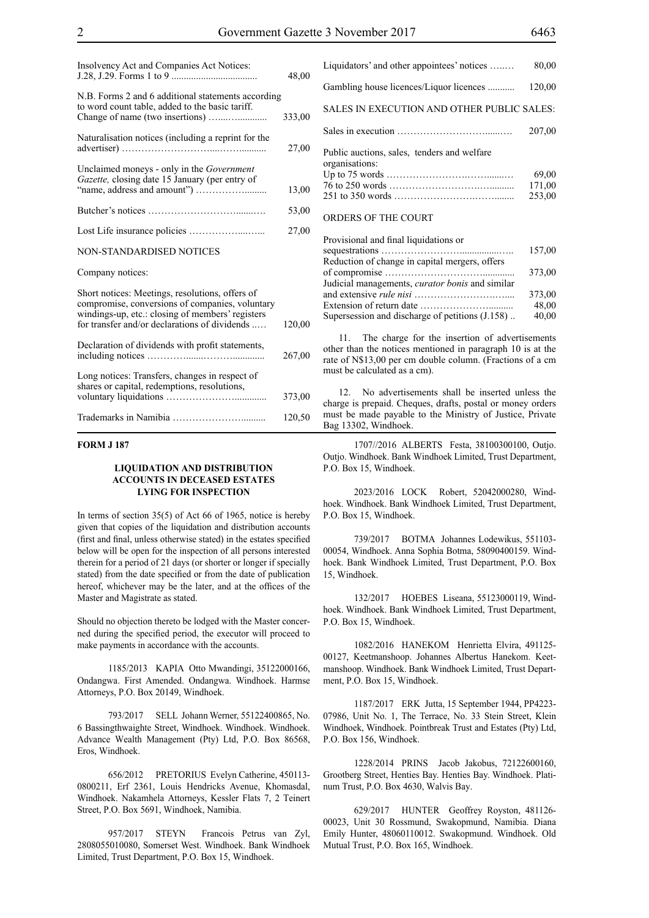| | |
|---|---|
| Insolvency Act and Companies Act Notices: J.28, J.29. Forms 1 to 9 .................................. | 48,00 |
| N.B. Forms 2 and 6 additional statements according to word count table, added to the basic tariff. Change of name (two insertions) ........................ | 333,00 |
| Naturalisation notices (including a reprint for the advertiser) ............................................. | 27,00 |
| Unclaimed moneys - only in the *Government Gazette,* closing date 15 January (per entry of "name, address and amount") ......................... | 13,00 |
| Butcher's notices ............................................. | 53,00 |
| Lost Life insurance policies ............................ | 27,00 |

NON-STANDARDISED NOTICES

Company notices:

| | |
|---|---|
| Short notices: Meetings, resolutions, offers of compromise, conversions of companies, voluntary windings-up, etc.: closing of members' registers for transfer and/or declarations of dividends ...... | 120,00 |
| Declaration of dividends with profit statements, including notices ............................................. | 267,00 |
| Long notices: Transfers, changes in respect of shares or capital, redemptions, resolutions, voluntary liquidations ........................................ | 373,00 |
| Trademarks in Namibia ................................. | 120,50 |
| Liquidators' and other appointees' notices ........ | 80,00 |
| Gambling house licences/Liquor licences ........... | 120,00 |

SALES IN EXECUTION AND OTHER PUBLIC SALES:

| | |
|---|---|
| Sales in execution ............................................. | 207,00 |
| Public auctions, sales, tenders and welfare organisations: | |
| Up to 75 words ............................................. | 69,00 |
| 76 to 250 words ............................................. | 171,00 |
| 251 to 350 words ............................................. | 253,00 |

ORDERS OF THE COURT

| | |
|---|---|
| Provisional and final liquidations or sequestrations ............................................. | 157,00 |
| Reduction of change in capital mergers, offers of compromise ............................................. | 373,00 |
| Judicial managements, *curator bonis* and similar and extensive *rule nisi* ......................................... | 373,00 |
| Extension of return date ..................................... | 48,00 |
| Supersession and discharge of petitions (J.158) .. | 40,00 |

11. The charge for the insertion of advertisements other than the notices mentioned in paragraph 10 is at the rate of N$13,00 per cm double column. (Fractions of a cm must be calculated as a cm).

12. No advertisements shall be inserted unless the charge is prepaid. Cheques, drafts, postal or money orders must be made payable to the Ministry of Justice, Private Bag 13302, Windhoek.

**FORM J 187**

**LIQUIDATION AND DISTRIBUTION ACCOUNTS IN DECEASED ESTATES LYING FOR INSPECTION**

In terms of section 35(5) of Act 66 of 1965, notice is hereby given that copies of the liquidation and distribution accounts (first and final, unless otherwise stated) in the estates specified below will be open for the inspection of all persons interested therein for a period of 21 days (or shorter or longer if specially stated) from the date specified or from the date of publication hereof, whichever may be the later, and at the offices of the Master and Magistrate as stated.

Should no objection thereto be lodged with the Master concerned during the specified period, the executor will proceed to make payments in accordance with the accounts.

1185/2013 KAPIA Otto Mwandingi, 35122000166, Ondangwa. First Amended. Ondangwa. Windhoek. Harmse Attorneys, P.O. Box 20149, Windhoek.

793/2017 SELL Johann Werner, 55122400865, No. 6 Bassingthwaighte Street, Windhoek. Windhoek. Windhoek. Advance Wealth Management (Pty) Ltd, P.O. Box 86568, Eros, Windhoek.

656/2012 PRETORIUS Evelyn Catherine, 450113-0800211, Erf 2361, Louis Hendricks Avenue, Khomasdal, Windhoek. Nakamhela Attorneys, Kessler Flats 7, 2 Teinert Street, P.O. Box 5691, Windhoek, Namibia.

957/2017 STEYN Francois Petrus van Zyl, 2808055010080, Somerset West. Windhoek. Bank Windhoek Limited, Trust Department, P.O. Box 15, Windhoek.

1707//2016 ALBERTS Festa, 38100300100, Outjo. Outjo. Windhoek. Bank Windhoek Limited, Trust Department, P.O. Box 15, Windhoek.

2023/2016 LOCK Robert, 52042000280, Windhoek. Windhoek. Bank Windhoek Limited, Trust Department, P.O. Box 15, Windhoek.

739/2017 BOTMA Johannes Lodewikus, 551103-00054, Windhoek. Anna Sophia Botma, 58090400159. Windhoek. Bank Windhoek Limited, Trust Department, P.O. Box 15, Windhoek.

132/2017 HOEBES Liseana, 55123000119, Windhoek. Windhoek. Bank Windhoek Limited, Trust Department, P.O. Box 15, Windhoek.

1082/2016 HANEKOM Henrietta Elvira, 491125-00127, Keetmanshoop. Johannes Albertus Hanekom. Keetmanshoop. Windhoek. Bank Windhoek Limited, Trust Department, P.O. Box 15, Windhoek.

1187/2017 ERK Jutta, 15 September 1944, PP4223-07986, Unit No. 1, The Terrace, No. 33 Stein Street, Klein Windhoek, Windhoek. Pointbreak Trust and Estates (Pty) Ltd, P.O. Box 156, Windhoek.

1228/2014 PRINS Jacob Jakobus, 72122600160, Grootberg Street, Henties Bay. Henties Bay. Windhoek. Platinum Trust, P.O. Box 4630, Walvis Bay.

629/2017 HUNTER Geoffrey Royston, 481126-00023, Unit 30 Rossmund, Swakopmund, Namibia. Diana Emily Hunter, 48060110012. Swakopmund. Windhoek. Old Mutual Trust, P.O. Box 165, Windhoek.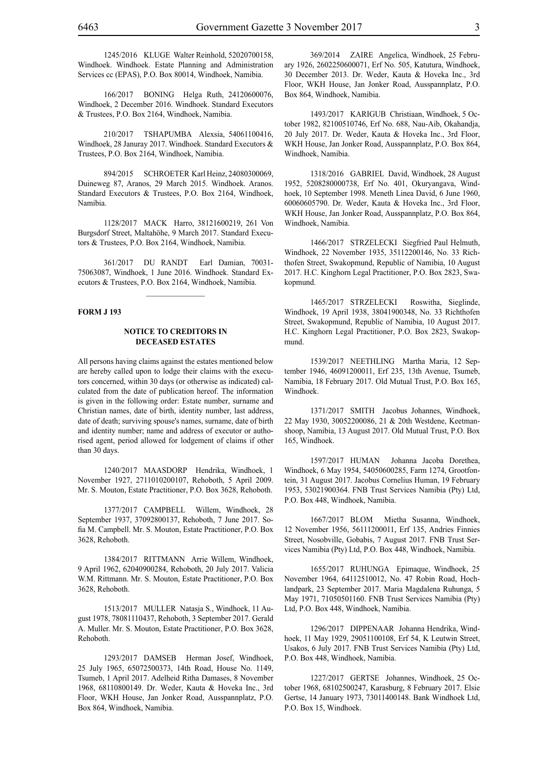1245/2016 KLUGE Walter Reinhold, 52020700158, Windhoek. Windhoek. Estate Planning and Administration Services cc (EPAS), P.O. Box 80014, Windhoek, Namibia.

166/2017 BONING Helga Ruth, 24120600076, Windhoek, 2 December 2016. Windhoek. Standard Executors & Trustees, P.O. Box 2164, Windhoek, Namibia.

210/2017 TSHAPUMBA Alexsia, 54061100416, Windhoek, 28 Januray 2017. Windhoek. Standard Executors & Trustees, P.O. Box 2164, Windhoek, Namibia.

894/2015 SCHROETER Karl Heinz, 24080300069, Duineweg 87, Aranos, 29 March 2015. Windhoek. Aranos. Standard Executors & Trustees, P.O. Box 2164, Windhoek, Namibia.

1128/2017 MACK Harro, 38121600219, 261 Von Burgsdorf Street, Maltahöhe, 9 March 2017. Standard Executors & Trustees, P.O. Box 2164, Windhoek, Namibia.

361/2017 DU RANDT Earl Damian, 70031-75063087, Windhoek, 1 June 2016. Windhoek. Standard Executors & Trustees, P.O. Box 2164, Windhoek, Namibia.

---

**FORM J 193**

### NOTICE TO CREDITORS IN DECEASED ESTATES

All persons having claims against the estates mentioned below are hereby called upon to lodge their claims with the executors concerned, within 30 days (or otherwise as indicated) calculated from the date of publication hereof. The information is given in the following order: Estate number, surname and Christian names, date of birth, identity number, last address, date of death; surviving spouse's names, surname, date of birth and identity number; name and address of executor or authorised agent, period allowed for lodgement of claims if other than 30 days.

1240/2017 MAASDORP Hendrika, Windhoek, 1 November 1927, 2711010200107, Rehoboth, 5 April 2009. Mr. S. Mouton, Estate Practitioner, P.O. Box 3628, Rehoboth.

1377/2017 CAMPBELL Willem, Windhoek, 28 September 1937, 37092800137, Rehoboth, 7 June 2017. Sofia M. Campbell. Mr. S. Mouton, Estate Practitioner, P.O. Box 3628, Rehoboth.

1384/2017 RITTMANN Arrie Willem, Windhoek, 9 April 1962, 62040900284, Rehoboth, 20 July 2017. Valicia W.M. Rittmann. Mr. S. Mouton, Estate Practitioner, P.O. Box 3628, Rehoboth.

1513/2017 MULLER Natasja S., Windhoek, 11 August 1978, 78081110437, Rehoboth, 3 September 2017. Gerald A. Muller. Mr. S. Mouton, Estate Practitioner, P.O. Box 3628, Rehoboth.

1293/2017 DAMSEB Herman Josef, Windhoek, 25 July 1965, 65072500373, 14th Road, House No. 1149, Tsumeb, 1 April 2017. Adelheid Ritha Damases, 8 November 1968, 68110800149. Dr. Weder, Kauta & Hoveka Inc., 3rd Floor, WKH House, Jan Jonker Road, Ausspannplatz, P.O. Box 864, Windhoek, Namibia.

369/2014 ZAIRE Angelica, Windhoek, 25 February 1926, 2602250600071, Erf No. 505, Katutura, Windhoek, 30 December 2013. Dr. Weder, Kauta & Hoveka Inc., 3rd Floor, WKH House, Jan Jonker Road, Ausspannplatz, P.O. Box 864, Windhoek, Namibia.

1493/2017 KARIGUB Christiaan, Windhoek, 5 October 1982, 82100510746, Erf No. 688, Nau-Aib, Okahandja, 20 July 2017. Dr. Weder, Kauta & Hoveka Inc., 3rd Floor, WKH House, Jan Jonker Road, Ausspannplatz, P.O. Box 864, Windhoek, Namibia.

1318/2016 GABRIEL David, Windhoek, 28 August 1952, 5208280000738, Erf No. 401, Okuryangava, Windhoek, 10 September 1998. Meneth Linea David, 6 June 1960, 60060605790. Dr. Weder, Kauta & Hoveka Inc., 3rd Floor, WKH House, Jan Jonker Road, Ausspannplatz, P.O. Box 864, Windhoek, Namibia.

1466/2017 STRZELECKI Siegfried Paul Helmuth, Windhoek, 22 November 1935, 35112200146, No. 33 Richthofen Street, Swakopmund, Republic of Namibia, 10 August 2017. H.C. Kinghorn Legal Practitioner, P.O. Box 2823, Swakopmund.

1465/2017 STRZELECKI Roswitha, Sieglinde, Windhoek, 19 April 1938, 38041900348, No. 33 Richthofen Street, Swakopmund, Republic of Namibia, 10 August 2017. H.C. Kinghorn Legal Practitioner, P.O. Box 2823, Swakopmund.

1539/2017 NEETHLING Martha Maria, 12 September 1946, 46091200011, Erf 235, 13th Avenue, Tsumeb, Namibia, 18 February 2017. Old Mutual Trust, P.O. Box 165, Windhoek.

1371/2017 SMITH Jacobus Johannes, Windhoek, 22 May 1930, 30052200086, 21 & 20th Westdene, Keetmanshoop, Namibia, 13 August 2017. Old Mutual Trust, P.O. Box 165, Windhoek.

1597/2017 HUMAN Johanna Jacoba Dorethea, Windhoek, 6 May 1954, 54050600285, Farm 1274, Grootfontein, 31 August 2017. Jacobus Cornelius Human, 19 February 1953, 53021900364. FNB Trust Services Namibia (Pty) Ltd, P.O. Box 448, Windhoek, Namibia.

1667/2017 BLOM Mietha Susanna, Windhoek, 12 November 1956, 56111200011, Erf 135, Andries Finnies Street, Nosobville, Gobabis, 7 August 2017. FNB Trust Services Namibia (Pty) Ltd, P.O. Box 448, Windhoek, Namibia.

1655/2017 RUHUNGA Epimaque, Windhoek, 25 November 1964, 64112510012, No. 47 Robin Road, Hochlandpark, 23 September 2017. Maria Magdalena Ruhunga, 5 May 1971, 71050501160. FNB Trust Services Namibia (Pty) Ltd, P.O. Box 448, Windhoek, Namibia.

1296/2017 DIPPENAAR Johanna Hendrika, Windhoek, 11 May 1929, 29051100108, Erf 54, K Leutwin Street, Usakos, 6 July 2017. FNB Trust Services Namibia (Pty) Ltd, P.O. Box 448, Windhoek, Namibia.

1227/2017 GERTSE Johannes, Windhoek, 25 October 1968, 68102500247, Karasburg, 8 February 2017. Elsie Gertse, 14 January 1973, 73011400148. Bank Windhoek Ltd, P.O. Box 15, Windhoek.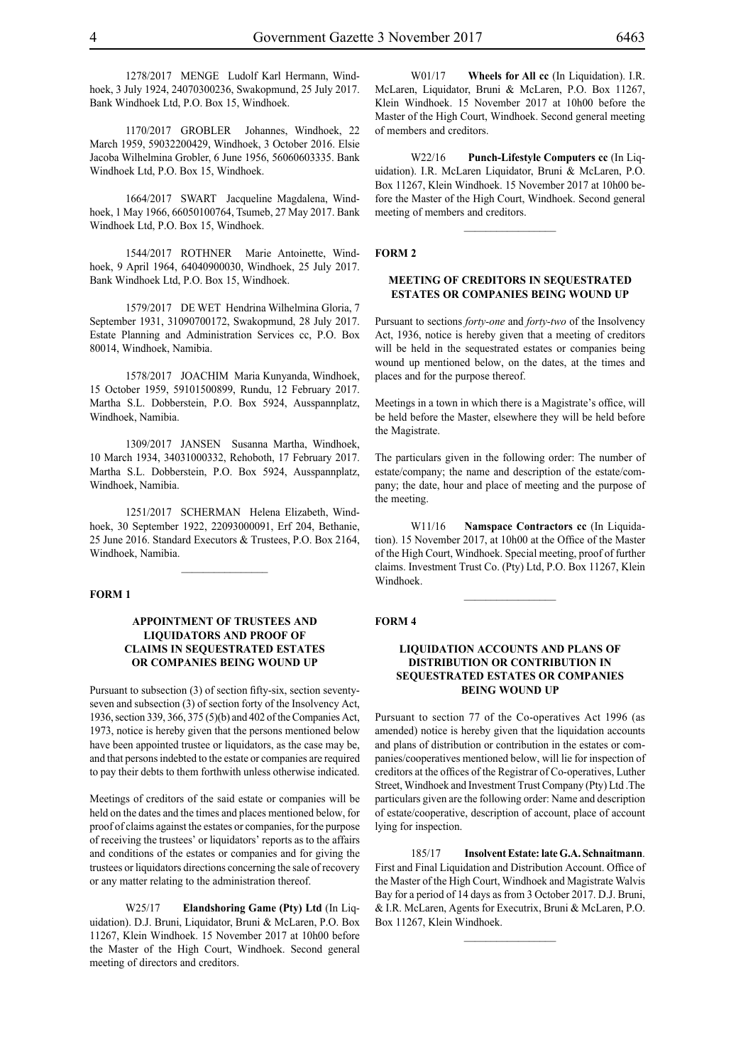1278/2017 MENGE Ludolf Karl Hermann, Windhoek, 3 July 1924, 24070300236, Swakopmund, 25 July 2017. Bank Windhoek Ltd, P.O. Box 15, Windhoek.

1170/2017 GROBLER Johannes, Windhoek, 22 March 1959, 59032200429, Windhoek, 3 October 2016. Elsie Jacoba Wilhelmina Grobler, 6 June 1956, 56060603335. Bank Windhoek Ltd, P.O. Box 15, Windhoek.

1664/2017 SWART Jacqueline Magdalena, Windhoek, 1 May 1966, 66050100764, Tsumeb, 27 May 2017. Bank Windhoek Ltd, P.O. Box 15, Windhoek.

1544/2017 ROTHNER Marie Antoinette, Windhoek, 9 April 1964, 64040900030, Windhoek, 25 July 2017. Bank Windhoek Ltd, P.O. Box 15, Windhoek.

1579/2017 DE WET Hendrina Wilhelmina Gloria, 7 September 1931, 31090700172, Swakopmund, 28 July 2017. Estate Planning and Administration Services cc, P.O. Box 80014, Windhoek, Namibia.

1578/2017 JOACHIM Maria Kunyanda, Windhoek, 15 October 1959, 59101500899, Rundu, 12 February 2017. Martha S.L. Dobberstein, P.O. Box 5924, Ausspannplatz, Windhoek, Namibia.

1309/2017 JANSEN Susanna Martha, Windhoek, 10 March 1934, 34031000332, Rehoboth, 17 February 2017. Martha S.L. Dobberstein, P.O. Box 5924, Ausspannplatz, Windhoek, Namibia.

1251/2017 SCHERMAN Helena Elizabeth, Windhoek, 30 September 1922, 22093000091, Erf 204, Bethanie, 25 June 2016. Standard Executors & Trustees, P.O. Box 2164, Windhoek, Namibia.

**FORM 1**

## APPOINTMENT OF TRUSTEES AND LIQUIDATORS AND PROOF OF CLAIMS IN SEQUESTRATED ESTATES OR COMPANIES BEING WOUND UP

Pursuant to subsection (3) of section fifty-six, section seventy-seven and subsection (3) of section forty of the Insolvency Act, 1936, section 339, 366, 375 (5)(b) and 402 of the Companies Act, 1973, notice is hereby given that the persons mentioned below have been appointed trustee or liquidators, as the case may be, and that persons indebted to the estate or companies are required to pay their debts to them forthwith unless otherwise indicated.

Meetings of creditors of the said estate or companies will be held on the dates and the times and places mentioned below, for proof of claims against the estates or companies, for the purpose of receiving the trustees' or liquidators' reports as to the affairs and conditions of the estates or companies and for giving the trustees or liquidators directions concerning the sale of recovery or any matter relating to the administration thereof.

W25/17 **Elandshoring Game (Pty) Ltd** (In Liquidation). D.J. Bruni, Liquidator, Bruni & McLaren, P.O. Box 11267, Klein Windhoek. 15 November 2017 at 10h00 before the Master of the High Court, Windhoek. Second general meeting of directors and creditors.

W01/17 **Wheels for All cc** (In Liquidation). I.R. McLaren, Liquidator, Bruni & McLaren, P.O. Box 11267, Klein Windhoek. 15 November 2017 at 10h00 before the Master of the High Court, Windhoek. Second general meeting of members and creditors.

W22/16 **Punch-Lifestyle Computers cc** (In Liquidation). I.R. McLaren Liquidator, Bruni & McLaren, P.O. Box 11267, Klein Windhoek. 15 November 2017 at 10h00 before the Master of the High Court, Windhoek. Second general meeting of members and creditors.

**FORM 2**

## MEETING OF CREDITORS IN SEQUESTRATED ESTATES OR COMPANIES BEING WOUND UP

Pursuant to sections *forty-one* and *forty-two* of the Insolvency Act, 1936, notice is hereby given that a meeting of creditors will be held in the sequestrated estates or companies being wound up mentioned below, on the dates, at the times and places and for the purpose thereof.

Meetings in a town in which there is a Magistrate's office, will be held before the Master, elsewhere they will be held before the Magistrate.

The particulars given in the following order: The number of estate/company; the name and description of the estate/company; the date, hour and place of meeting and the purpose of the meeting.

W11/16 **Namspace Contractors cc** (In Liquidation). 15 November 2017, at 10h00 at the Office of the Master of the High Court, Windhoek. Special meeting, proof of further claims. Investment Trust Co. (Pty) Ltd, P.O. Box 11267, Klein Windhoek.

**FORM 4**

## LIQUIDATION ACCOUNTS AND PLANS OF DISTRIBUTION OR CONTRIBUTION IN SEQUESTRATED ESTATES OR COMPANIES BEING WOUND UP

Pursuant to section 77 of the Co-operatives Act 1996 (as amended) notice is hereby given that the liquidation accounts and plans of distribution or contribution in the estates or companies/cooperatives mentioned below, will lie for inspection of creditors at the offices of the Registrar of Co-operatives, Luther Street, Windhoek and Investment Trust Company (Pty) Ltd .The particulars given are the following order: Name and description of estate/cooperative, description of account, place of account lying for inspection.

185/17 **Insolvent Estate: late G.A. Schnaitmann**. First and Final Liquidation and Distribution Account. Office of the Master of the High Court, Windhoek and Magistrate Walvis Bay for a period of 14 days as from 3 October 2017. D.J. Bruni, & I.R. McLaren, Agents for Executrix, Bruni & McLaren, P.O. Box 11267, Klein Windhoek.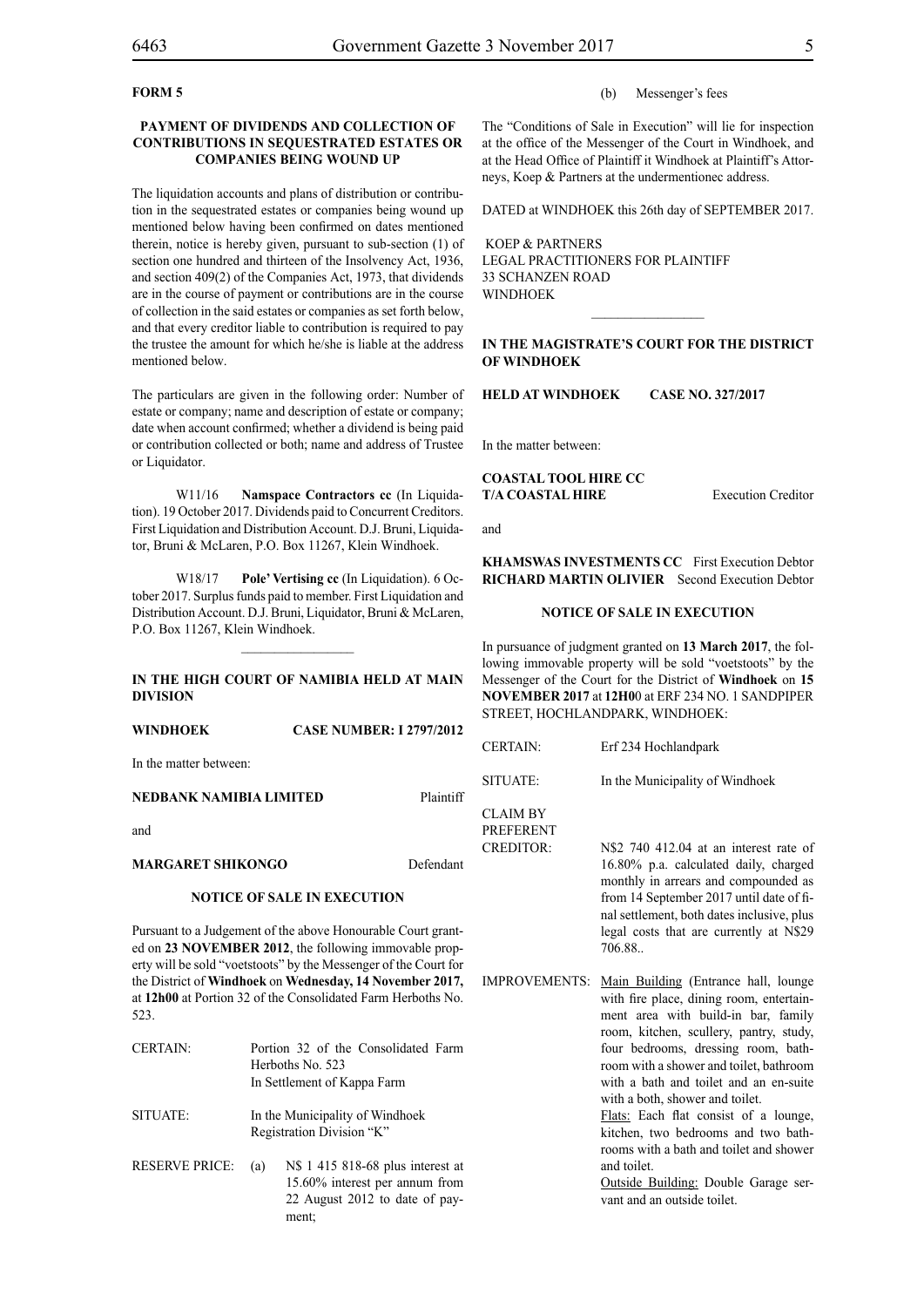**FORM 5**

**PAYMENT OF DIVIDENDS AND COLLECTION OF CONTRIBUTIONS IN SEQUESTRATED ESTATES OR COMPANIES BEING WOUND UP**

The liquidation accounts and plans of distribution or contribution in the sequestrated estates or companies being wound up mentioned below having been confirmed on dates mentioned therein, notice is hereby given, pursuant to sub-section (1) of section one hundred and thirteen of the Insolvency Act, 1936, and section 409(2) of the Companies Act, 1973, that dividends are in the course of payment or contributions are in the course of collection in the said estates or companies as set forth below, and that every creditor liable to contribution is required to pay the trustee the amount for which he/she is liable at the address mentioned below.

The particulars are given in the following order: Number of estate or company; name and description of estate or company; date when account confirmed; whether a dividend is being paid or contribution collected or both; name and address of Trustee or Liquidator.

W11/16 **Namspace Contractors cc** (In Liquidation). 19 October 2017. Dividends paid to Concurrent Creditors. First Liquidation and Distribution Account. D.J. Bruni, Liquidator, Bruni & McLaren, P.O. Box 11267, Klein Windhoek.

W18/17 **Pole' Vertising cc** (In Liquidation). 6 October 2017. Surplus funds paid to member. First Liquidation and Distribution Account. D.J. Bruni, Liquidator, Bruni & McLaren, P.O. Box 11267, Klein Windhoek.

---

**IN THE HIGH COURT OF NAMIBIA HELD AT MAIN DIVISION**

**WINDHOEK CASE NUMBER: I 2797/2012**

In the matter between:

**NEDBANK NAMIBIA LIMITED** Plaintiff

and

**MARGARET SHIKONGO** Defendant

**NOTICE OF SALE IN EXECUTION**

Pursuant to a Judgement of the above Honourable Court granted on **23 NOVEMBER 2012**, the following immovable property will be sold "voetstoots" by the Messenger of the Court for the District of **Windhoek** on **Wednesday, 14 November 2017,** at **12h00** at Portion 32 of the Consolidated Farm Herboths No. 523.

CERTAIN: Portion 32 of the Consolidated Farm Herboths No. 523 In Settlement of Kappa Farm

SITUATE: In the Municipality of Windhoek Registration Division "K"

RESERVE PRICE: (a) N$ 1 415 818-68 plus interest at 15.60% interest per annum from 22 August 2012 to date of payment;

(b) Messenger's fees

The "Conditions of Sale in Execution" will lie for inspection at the office of the Messenger of the Court in Windhoek, and at the Head Office of Plaintiff it Windhoek at Plaintiff's Attorneys, Koep & Partners at the undermentionec address.

DATED at WINDHOEK this 26th day of SEPTEMBER 2017.

KOEP & PARTNERS
LEGAL PRACTITIONERS FOR PLAINTIFF
33 SCHANZEN ROAD
WINDHOEK

---

**IN THE MAGISTRATE'S COURT FOR THE DISTRICT OF WINDHOEK**

**HELD AT WINDHOEK CASE NO. 327/2017**

In the matter between:

**COASTAL TOOL HIRE CC T/A COASTAL HIRE** Execution Creditor

and

**KHAMSWAS INVESTMENTS CC** First Execution Debtor
**RICHARD MARTIN OLIVIER** Second Execution Debtor

**NOTICE OF SALE IN EXECUTION**

In pursuance of judgment granted on **13 March 2017**, the following immovable property will be sold "voetstoots" by the Messenger of the Court for the District of **Windhoek** on **15 NOVEMBER 2017** at **12H0**0 at ERF 234 NO. 1 SANDPIPER STREET, HOCHLANDPARK, WINDHOEK:

CERTAIN: Erf 234 Hochlandpark

SITUATE: In the Municipality of Windhoek

CLAIM BY PREFERENT CREDITOR: N$2 740 412.04 at an interest rate of 16.80% p.a. calculated daily, charged monthly in arrears and compounded as from 14 September 2017 until date of final settlement, both dates inclusive, plus legal costs that are currently at N$29 706.88..

IMPROVEMENTS: Main Building (Entrance hall, lounge with fire place, dining room, entertainment area with build-in bar, family room, kitchen, scullery, pantry, study, four bedrooms, dressing room, bathroom with a shower and toilet, bathroom with a bath and toilet and an en-suite with a both, shower and toilet.
Flats: Each flat consist of a lounge, kitchen, two bedrooms and two bathrooms with a bath and toilet and shower and toilet.
Outside Building: Double Garage servant and an outside toilet.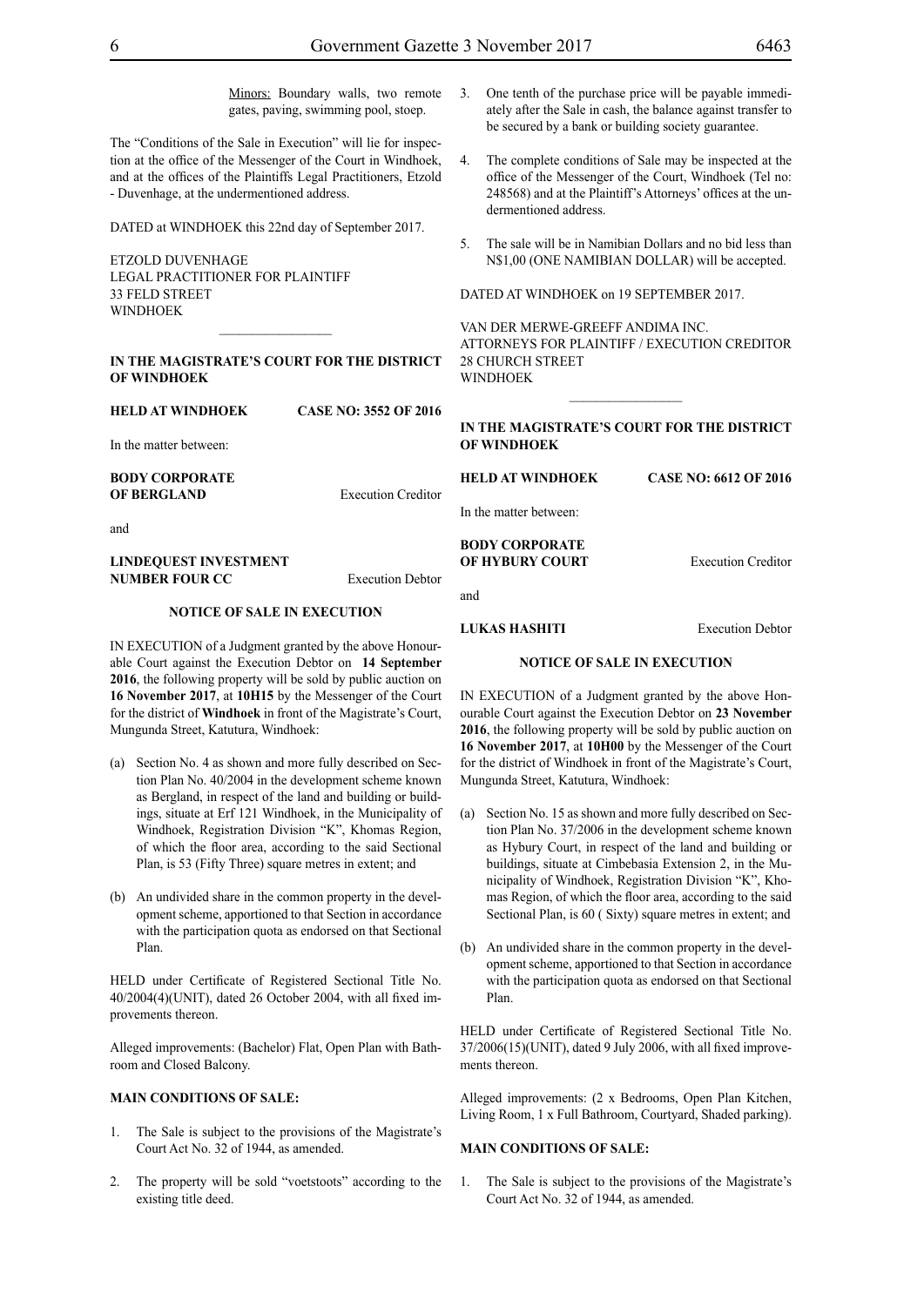Minors: Boundary walls, two remote gates, paving, swimming pool, stoep.

The "Conditions of the Sale in Execution" will lie for inspection at the office of the Messenger of the Court in Windhoek, and at the offices of the Plaintiffs Legal Practitioners, Etzold - Duvenhage, at the undermentioned address.

DATED at WINDHOEK this 22nd day of September 2017.

ETZOLD DUVENHAGE
LEGAL PRACTITIONER FOR PLAINTIFF
33 FELD STREET
WINDHOEK

---

**IN THE MAGISTRATE'S COURT FOR THE DISTRICT OF WINDHOEK**

**HELD AT WINDHOEK** **CASE NO: 3552 OF 2016**

In the matter between:

**BODY CORPORATE OF BERGLAND** Execution Creditor

and

**LINDEQUEST INVESTMENT NUMBER FOUR CC** Execution Debtor

**NOTICE OF SALE IN EXECUTION**

IN EXECUTION of a Judgment granted by the above Honourable Court against the Execution Debtor on **14 September 2016**, the following property will be sold by public auction on **16 November 2017**, at **10H15** by the Messenger of the Court for the district of **Windhoek** in front of the Magistrate's Court, Mungunda Street, Katutura, Windhoek:

(a) Section No. 4 as shown and more fully described on Section Plan No. 40/2004 in the development scheme known as Bergland, in respect of the land and building or buildings, situate at Erf 121 Windhoek, in the Municipality of Windhoek, Registration Division "K", Khomas Region, of which the floor area, according to the said Sectional Plan, is 53 (Fifty Three) square metres in extent; and

(b) An undivided share in the common property in the development scheme, apportioned to that Section in accordance with the participation quota as endorsed on that Sectional Plan.

HELD under Certificate of Registered Sectional Title No. 40/2004(4)(UNIT), dated 26 October 2004, with all fixed improvements thereon.

Alleged improvements: (Bachelor) Flat, Open Plan with Bathroom and Closed Balcony.

**MAIN CONDITIONS OF SALE:**

1. The Sale is subject to the provisions of the Magistrate's Court Act No. 32 of 1944, as amended.

2. The property will be sold "voetstoots" according to the existing title deed.

3. One tenth of the purchase price will be payable immediately after the Sale in cash, the balance against transfer to be secured by a bank or building society guarantee.

4. The complete conditions of Sale may be inspected at the office of the Messenger of the Court, Windhoek (Tel no: 248568) and at the Plaintiff's Attorneys' offices at the undermentioned address.

5. The sale will be in Namibian Dollars and no bid less than N$1,00 (ONE NAMIBIAN DOLLAR) will be accepted.

DATED AT WINDHOEK on 19 SEPTEMBER 2017.

VAN DER MERWE-GREEFF ANDIMA INC.
ATTORNEYS FOR PLAINTIFF / EXECUTION CREDITOR
28 CHURCH STREET
WINDHOEK

---

**IN THE MAGISTRATE'S COURT FOR THE DISTRICT OF WINDHOEK**

**HELD AT WINDHOEK** **CASE NO: 6612 OF 2016**

In the matter between:

**BODY CORPORATE OF HYBURY COURT** Execution Creditor

and

**LUKAS HASHITI** Execution Debtor

**NOTICE OF SALE IN EXECUTION**

IN EXECUTION of a Judgment granted by the above Honourable Court against the Execution Debtor on **23 November 2016**, the following property will be sold by public auction on **16 November 2017**, at **10H00** by the Messenger of the Court for the district of Windhoek in front of the Magistrate's Court, Mungunda Street, Katutura, Windhoek:

(a) Section No. 15 as shown and more fully described on Section Plan No. 37/2006 in the development scheme known as Hybury Court, in respect of the land and building or buildings, situate at Cimbebasia Extension 2, in the Municipality of Windhoek, Registration Division "K", Khomas Region, of which the floor area, according to the said Sectional Plan, is 60 ( Sixty) square metres in extent; and

(b) An undivided share in the common property in the development scheme, apportioned to that Section in accordance with the participation quota as endorsed on that Sectional Plan.

HELD under Certificate of Registered Sectional Title No. 37/2006(15)(UNIT), dated 9 July 2006, with all fixed improvements thereon.

Alleged improvements: (2 x Bedrooms, Open Plan Kitchen, Living Room, 1 x Full Bathroom, Courtyard, Shaded parking).

**MAIN CONDITIONS OF SALE:**

1. The Sale is subject to the provisions of the Magistrate's Court Act No. 32 of 1944, as amended.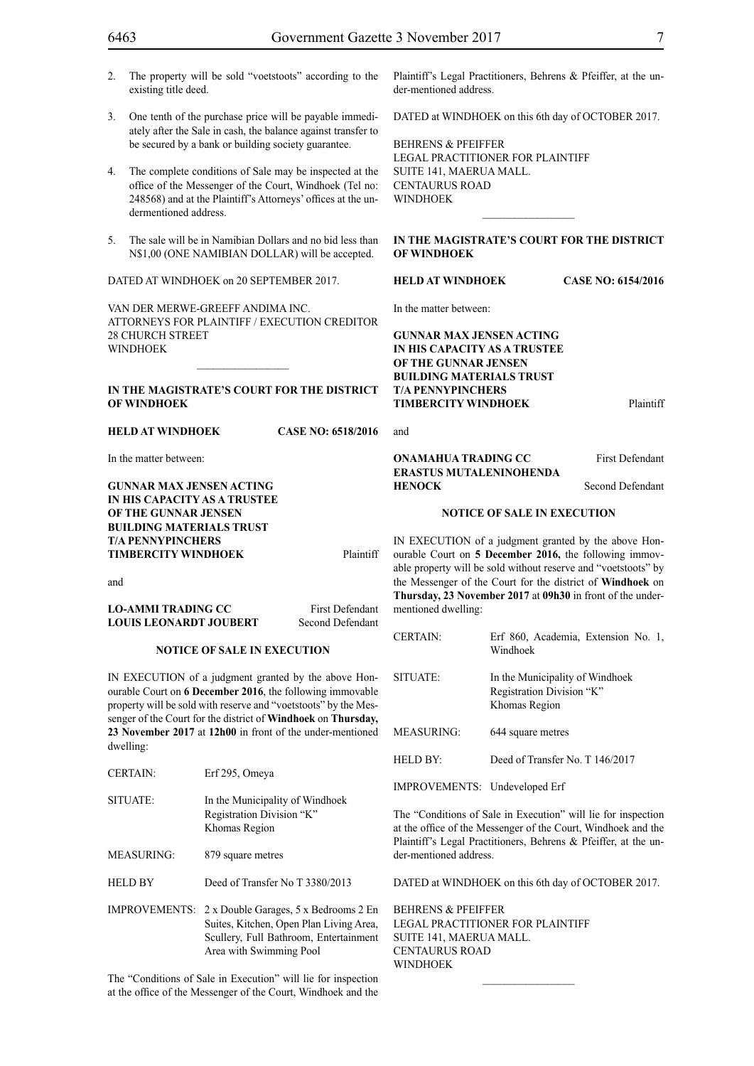2. The property will be sold "voetstoots" according to the existing title deed.

3. One tenth of the purchase price will be payable immediately after the Sale in cash, the balance against transfer to be secured by a bank or building society guarantee.

4. The complete conditions of Sale may be inspected at the office of the Messenger of the Court, Windhoek (Tel no: 248568) and at the Plaintiff's Attorneys' offices at the undermentioned address.

5. The sale will be in Namibian Dollars and no bid less than N$1,00 (ONE NAMIBIAN DOLLAR) will be accepted.

DATED AT WINDHOEK on 20 SEPTEMBER 2017.

VAN DER MERWE-GREEFF ANDIMA INC.
ATTORNEYS FOR PLAINTIFF / EXECUTION CREDITOR
28 CHURCH STREET
WINDHOEK

________________

**IN THE MAGISTRATE'S COURT FOR THE DISTRICT OF WINDHOEK**

**HELD AT WINDHOEK CASE NO: 6518/2016**

In the matter between:

**GUNNAR MAX JENSEN ACTING IN HIS CAPACITY AS A TRUSTEE OF THE GUNNAR JENSEN BUILDING MATERIALS TRUST T/A PENNYPINCHERS TIMBERCITY WINDHOEK** Plaintiff

and

**LO-AMMI TRADING CC** First Defendant
**LOUIS LEONARDT JOUBERT** Second Defendant

**NOTICE OF SALE IN EXECUTION**

IN EXECUTION of a judgment granted by the above Honourable Court on **6 December 2016**, the following immovable property will be sold with reserve and "voetstoots" by the Messenger of the Court for the district of **Windhoek** on **Thursday, 23 November 2017** at **12h00** in front of the under-mentioned dwelling:

| | |
|---|---|
| CERTAIN: | Erf 295, Omeya |
| SITUATE: | In the Municipality of Windhoek Registration Division "K" Khomas Region |
| MEASURING: | 879 square metres |
| HELD BY | Deed of Transfer No T 3380/2013 |
| IMPROVEMENTS: | 2 x Double Garages, 5 x Bedrooms 2 En Suites, Kitchen, Open Plan Living Area, Scullery, Full Bathroom, Entertainment Area with Swimming Pool |

The "Conditions of Sale in Execution" will lie for inspection at the office of the Messenger of the Court, Windhoek and the Plaintiff's Legal Practitioners, Behrens & Pfeiffer, at the under-mentioned address.

DATED at WINDHOEK on this 6th day of OCTOBER 2017.

BEHRENS & PFEIFFER
LEGAL PRACTITIONER FOR PLAINTIFF
SUITE 141, MAERUA MALL.
CENTAURUS ROAD
WINDHOEK

________________

**IN THE MAGISTRATE'S COURT FOR THE DISTRICT OF WINDHOEK**

**HELD AT WINDHOEK CASE NO: 6154/2016**

In the matter between:

**GUNNAR MAX JENSEN ACTING IN HIS CAPACITY AS A TRUSTEE OF THE GUNNAR JENSEN BUILDING MATERIALS TRUST T/A PENNYPINCHERS TIMBERCITY WINDHOEK** Plaintiff

and

**ONAMAHUA TRADING CC** First Defendant
**ERASTUS MUTALENINOHENDA HENOCK** Second Defendant

**NOTICE OF SALE IN EXECUTION**

IN EXECUTION of a judgment granted by the above Honourable Court on **5 December 2016,** the following immovable property will be sold without reserve and "voetstoots" by the Messenger of the Court for the district of **Windhoek** on **Thursday, 23 November 2017** at **09h30** in front of the under-mentioned dwelling:

| | |
|---|---|
| CERTAIN: | Erf 860, Academia, Extension No. 1, Windhoek |
| SITUATE: | In the Municipality of Windhoek Registration Division "K" Khomas Region |
| MEASURING: | 644 square metres |
| HELD BY: | Deed of Transfer No. T 146/2017 |
| IMPROVEMENTS: | Undeveloped Erf |

The "Conditions of Sale in Execution" will lie for inspection at the office of the Messenger of the Court, Windhoek and the Plaintiff's Legal Practitioners, Behrens & Pfeiffer, at the under-mentioned address.

DATED at WINDHOEK on this 6th day of OCTOBER 2017.

BEHRENS & PFEIFFER
LEGAL PRACTITIONER FOR PLAINTIFF
SUITE 141, MAERUA MALL.
CENTAURUS ROAD
WINDHOEK

________________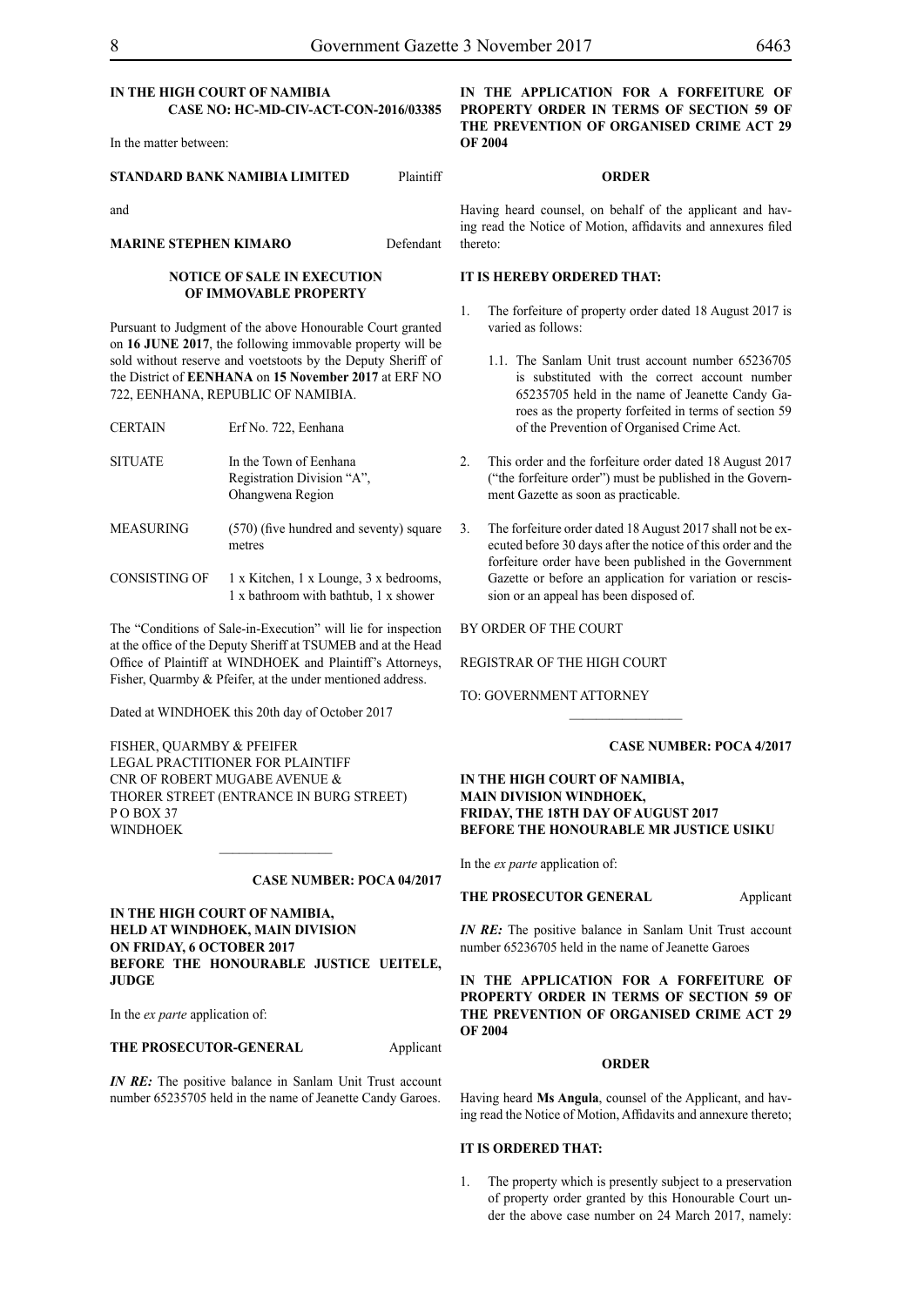**IN THE HIGH COURT OF NAMIBIA**
**CASE NO: HC-MD-CIV-ACT-CON-2016/03385**

In the matter between:

**STANDARD BANK NAMIBIA LIMITED** Plaintiff

and

**MARINE STEPHEN KIMARO** Defendant

**NOTICE OF SALE IN EXECUTION OF IMMOVABLE PROPERTY**

Pursuant to Judgment of the above Honourable Court granted on **16 JUNE 2017**, the following immovable property will be sold without reserve and voetstoots by the Deputy Sheriff of the District of **EENHANA** on **15 November 2017** at ERF NO 722, EENHANA, REPUBLIC OF NAMIBIA.

| | |
|---|---|
| CERTAIN | Erf No. 722, Eenhana |
| SITUATE | In the Town of Eenhana Registration Division "A", Ohangwena Region |
| MEASURING | (570) (five hundred and seventy) square metres |
| CONSISTING OF | 1 x Kitchen, 1 x Lounge, 3 x bedrooms, 1 x bathroom with bathtub, 1 x shower |

The "Conditions of Sale-in-Execution" will lie for inspection at the office of the Deputy Sheriff at TSUMEB and at the Head Office of Plaintiff at WINDHOEK and Plaintiff's Attorneys, Fisher, Quarmby & Pfeifer, at the under mentioned address.

Dated at WINDHOEK this 20th day of October 2017

FISHER, QUARMBY & PFEIFER
LEGAL PRACTITIONER FOR PLAINTIFF
CNR OF ROBERT MUGABE AVENUE &
THORER STREET (ENTRANCE IN BURG STREET)
P O BOX 37
WINDHOEK

---

**CASE NUMBER: POCA 04/2017**

**IN THE HIGH COURT OF NAMIBIA, HELD AT WINDHOEK, MAIN DIVISION ON FRIDAY, 6 OCTOBER 2017 BEFORE THE HONOURABLE JUSTICE UEITELE, JUDGE**

In the *ex parte* application of:

**THE PROSECUTOR-GENERAL** Applicant

***IN RE:*** The positive balance in Sanlam Unit Trust account number 65235705 held in the name of Jeanette Candy Garoes.

**IN THE APPLICATION FOR A FORFEITURE OF PROPERTY ORDER IN TERMS OF SECTION 59 OF THE PREVENTION OF ORGANISED CRIME ACT 29 OF 2004**

**ORDER**

Having heard counsel, on behalf of the applicant and having read the Notice of Motion, affidavits and annexures filed thereto:

**IT IS HEREBY ORDERED THAT:**

1. The forfeiture of property order dated 18 August 2017 is varied as follows:

    1.1. The Sanlam Unit trust account number 65236705 is substituted with the correct account number 65235705 held in the name of Jeanette Candy Garoes as the property forfeited in terms of section 59 of the Prevention of Organised Crime Act.

2. This order and the forfeiture order dated 18 August 2017 ("the forfeiture order") must be published in the Government Gazette as soon as practicable.

3. The forfeiture order dated 18 August 2017 shall not be executed before 30 days after the notice of this order and the forfeiture order have been published in the Government Gazette or before an application for variation or rescission or an appeal has been disposed of.

BY ORDER OF THE COURT

REGISTRAR OF THE HIGH COURT

TO: GOVERNMENT ATTORNEY

---

**CASE NUMBER: POCA 4/2017**

**IN THE HIGH COURT OF NAMIBIA, MAIN DIVISION WINDHOEK, FRIDAY, THE 18TH DAY OF AUGUST 2017 BEFORE THE HONOURABLE MR JUSTICE USIKU**

In the *ex parte* application of:

**THE PROSECUTOR GENERAL** Applicant

***IN RE:*** The positive balance in Sanlam Unit Trust account number 65236705 held in the name of Jeanette Garoes

**IN THE APPLICATION FOR A FORFEITURE OF PROPERTY ORDER IN TERMS OF SECTION 59 OF THE PREVENTION OF ORGANISED CRIME ACT 29 OF 2004**

**ORDER**

Having heard **Ms Angula**, counsel of the Applicant, and having read the Notice of Motion, Affidavits and annexure thereto;

**IT IS ORDERED THAT:**

1. The property which is presently subject to a preservation of property order granted by this Honourable Court under the above case number on 24 March 2017, namely: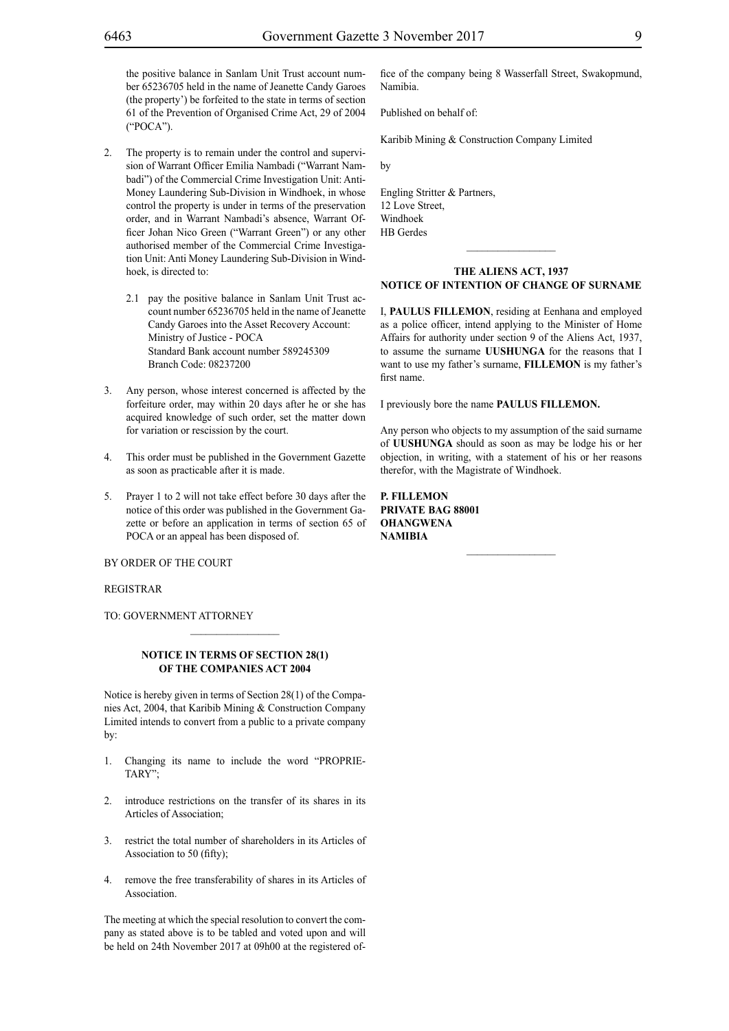the positive balance in Sanlam Unit Trust account number 65236705 held in the name of Jeanette Candy Garoes (the property') be forfeited to the state in terms of section 61 of the Prevention of Organised Crime Act, 29 of 2004 ("POCA").

2. The property is to remain under the control and supervision of Warrant Officer Emilia Nambadi ("Warrant Nambadi") of the Commercial Crime Investigation Unit: Anti-Money Laundering Sub-Division in Windhoek, in whose control the property is under in terms of the preservation order, and in Warrant Nambadi's absence, Warrant Officer Johan Nico Green ("Warrant Green") or any other authorised member of the Commercial Crime Investigation Unit: Anti Money Laundering Sub-Division in Windhoek, is directed to:

   2.1 pay the positive balance in Sanlam Unit Trust account number 65236705 held in the name of Jeanette Candy Garoes into the Asset Recovery Account:
   Ministry of Justice - POCA
   Standard Bank account number 589245309
   Branch Code: 08237200

3. Any person, whose interest concerned is affected by the forfeiture order, may within 20 days after he or she has acquired knowledge of such order, set the matter down for variation or rescission by the court.

4. This order must be published in the Government Gazette as soon as practicable after it is made.

5. Prayer 1 to 2 will not take effect before 30 days after the notice of this order was published in the Government Gazette or before an application in terms of section 65 of POCA or an appeal has been disposed of.

BY ORDER OF THE COURT

REGISTRAR

TO: GOVERNMENT ATTORNEY

---

**NOTICE IN TERMS OF SECTION 28(1) OF THE COMPANIES ACT 2004**

Notice is hereby given in terms of Section 28(1) of the Companies Act, 2004, that Karibib Mining & Construction Company Limited intends to convert from a public to a private company by:

1. Changing its name to include the word "PROPRIETARY";

2. introduce restrictions on the transfer of its shares in its Articles of Association;

3. restrict the total number of shareholders in its Articles of Association to 50 (fifty);

4. remove the free transferability of shares in its Articles of Association.

The meeting at which the special resolution to convert the company as stated above is to be tabled and voted upon and will be held on 24th November 2017 at 09h00 at the registered office of the company being 8 Wasserfall Street, Swakopmund, Namibia.

Published on behalf of:

Karibib Mining & Construction Company Limited

by

Engling Stritter & Partners,
12 Love Street,
Windhoek
HB Gerdes

---

**THE ALIENS ACT, 1937**
**NOTICE OF INTENTION OF CHANGE OF SURNAME**

I, **PAULUS FILLEMON**, residing at Eenhana and employed as a police officer, intend applying to the Minister of Home Affairs for authority under section 9 of the Aliens Act, 1937, to assume the surname **UUSHUNGA** for the reasons that I want to use my father's surname, **FILLEMON** is my father's first name.

I previously bore the name **PAULUS FILLEMON.**

Any person who objects to my assumption of the said surname of **UUSHUNGA** should as soon as may be lodge his or her objection, in writing, with a statement of his or her reasons therefor, with the Magistrate of Windhoek.

**P. FILLEMON**
**PRIVATE BAG 88001**
**OHANGWENA**
**NAMIBIA**